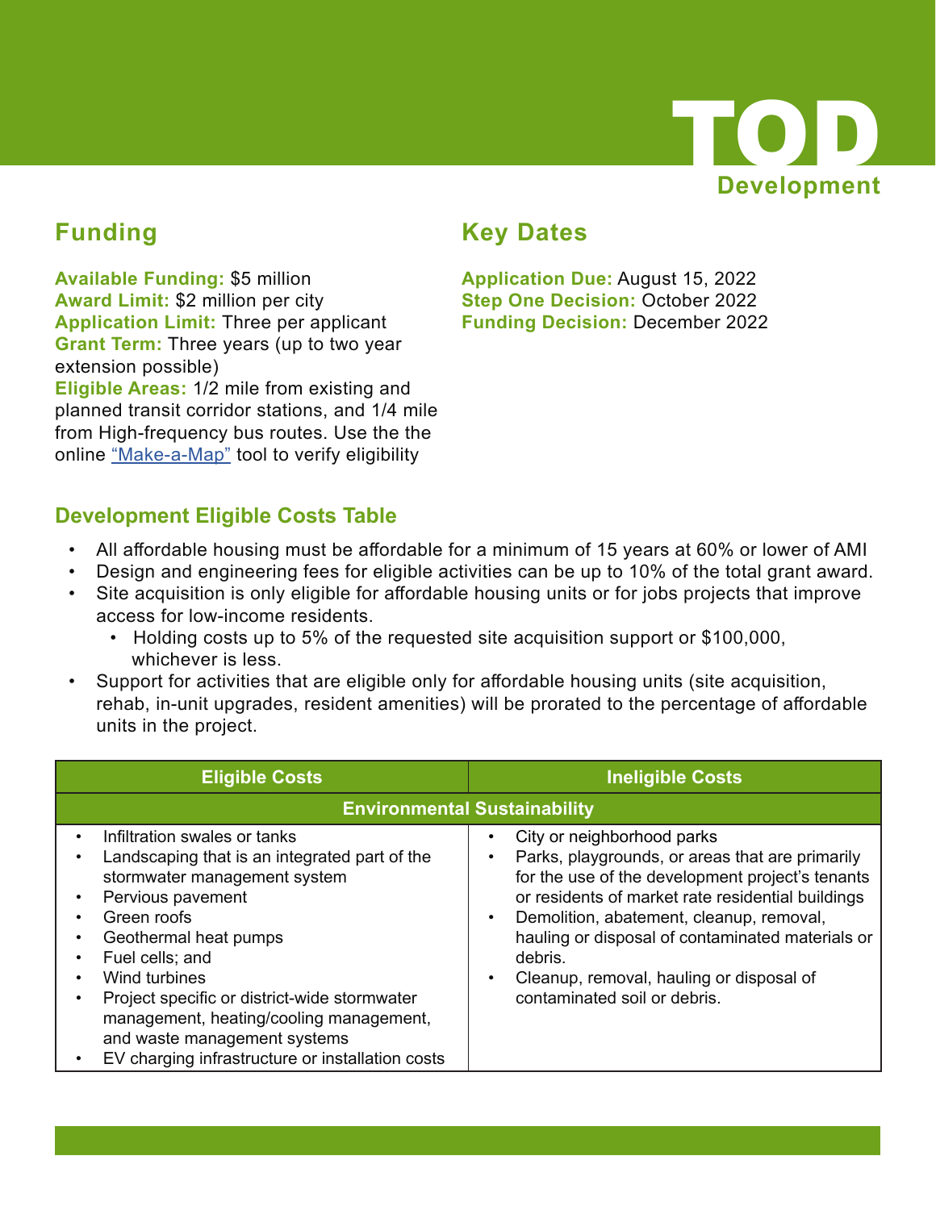# TOD

## Development

## Funding

**Available Funding:** $5 million
**Award Limit:** $2 million per city
**Application Limit:** Three per applicant
**Grant Term:** Three years (up to two year extension possible)
**Eligible Areas:** 1/2 mile from existing and planned transit corridor stations, and 1/4 mile from High-frequency bus routes. Use the the online [“Make-a-Map”]() tool to verify eligibility

## Key Dates

**Application Due:** August 15, 2022
**Step One Decision:** October 2022
**Funding Decision:** December 2022

## Development Eligible Costs Table

- All affordable housing must be affordable for a minimum of 15 years at 60% or lower of AMI
- Design and engineering fees for eligible activities can be up to 10% of the total grant award.
- Site acquisition is only eligible for affordable housing units or for jobs projects that improve access for low-income residents.
  - Holding costs up to 5% of the requested site acquisition support or $100,000, whichever is less.
- Support for activities that are eligible only for affordable housing units (site acquisition, rehab, in-unit upgrades, resident amenities) will be prorated to the percentage of affordable units in the project.

| Eligible Costs | Ineligible Costs |
|---|---|
| **Environmental Sustainability** | |
| • Infiltration swales or tanks<br>• Landscaping that is an integrated part of the stormwater management system<br>• Pervious pavement<br>• Green roofs<br>• Geothermal heat pumps<br>• Fuel cells; and<br>• Wind turbines<br>• Project specific or district-wide stormwater management, heating/cooling management, and waste management systems<br>• EV charging infrastructure or installation costs | • City or neighborhood parks<br>• Parks, playgrounds, or areas that are primarily for the use of the development project’s tenants or residents of market rate residential buildings<br>• Demolition, abatement, cleanup, removal, hauling or disposal of contaminated materials or debris.<br>• Cleanup, removal, hauling or disposal of contaminated soil or debris. |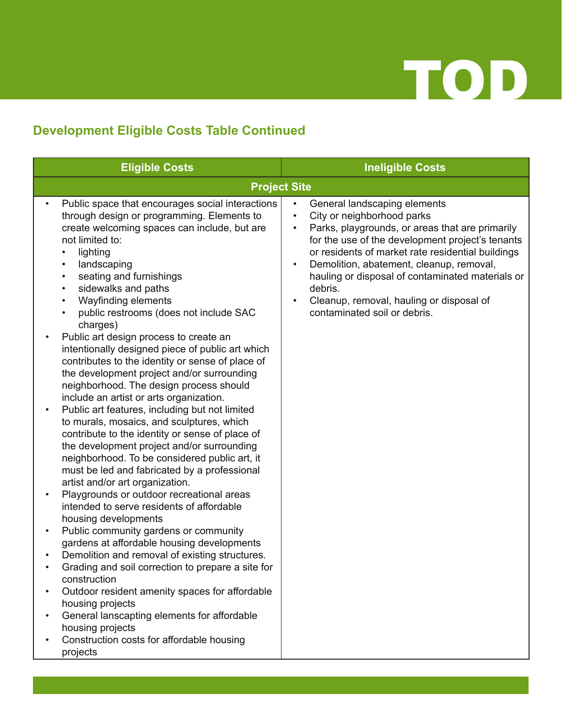## Development Eligible Costs Table Continued

| Eligible Costs | Ineligible Costs |
|---|---|
| **Project Site** | |
| • Public space that encourages social interactions through design or programming. Elements to create welcoming spaces can include, but are not limited to:<br>  ◦ lighting<br>  ◦ landscaping<br>  ◦ seating and furnishings<br>  ◦ sidewalks and paths<br>  ◦ Wayfinding elements<br>  ◦ public restrooms (does not include SAC charges)<br>• Public art design process to create an intentionally designed piece of public art which contributes to the identity or sense of place of the development project and/or surrounding neighborhood. The design process should include an artist or arts organization.<br>• Public art features, including but not limited to murals, mosaics, and sculptures, which contribute to the identity or sense of place of the development project and/or surrounding neighborhood. To be considered public art, it must be led and fabricated by a professional artist and/or art organization.<br>• Playgrounds or outdoor recreational areas intended to serve residents of affordable housing developments<br>• Public community gardens or community gardens at affordable housing developments<br>• Demolition and removal of existing structures.<br>• Grading and soil correction to prepare a site for construction<br>• Outdoor resident amenity spaces for affordable housing projects<br>• General lanscapting elements for affordable housing projects<br>• Construction costs for affordable housing projects | • General landscaping elements<br>• City or neighborhood parks<br>• Parks, playgrounds, or areas that are primarily for the use of the development project's tenants or residents of market rate residential buildings<br>• Demolition, abatement, cleanup, removal, hauling or disposal of contaminated materials or debris.<br>• Cleanup, removal, hauling or disposal of contaminated soil or debris. |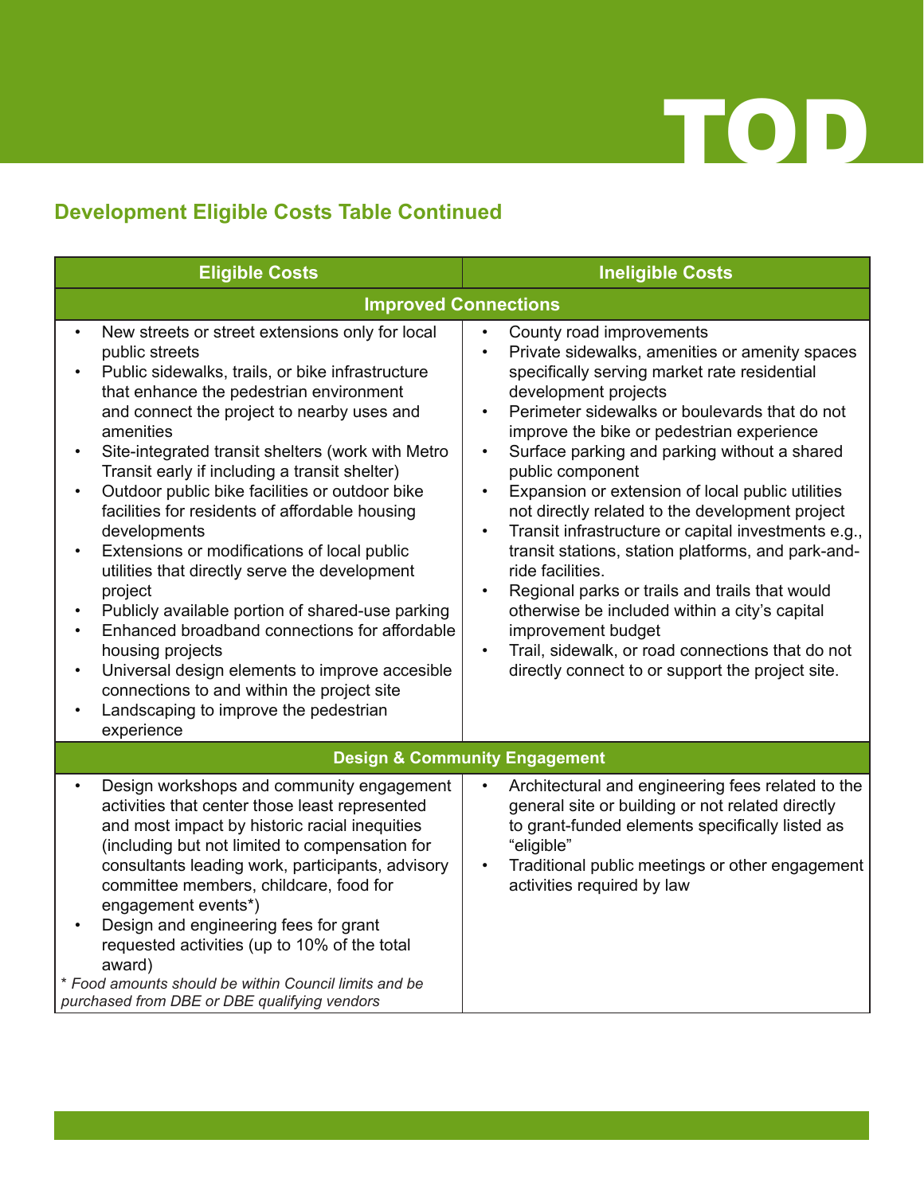## Development Eligible Costs Table Continued

| Eligible Costs | Ineligible Costs |
|---|---|
| **Improved Connections** | |
| • New streets or street extensions only for local public streets<br>• Public sidewalks, trails, or bike infrastructure that enhance the pedestrian environment and connect the project to nearby uses and amenities<br>• Site-integrated transit shelters (work with Metro Transit early if including a transit shelter)<br>• Outdoor public bike facilities or outdoor bike facilities for residents of affordable housing developments<br>• Extensions or modifications of local public utilities that directly serve the development project<br>• Publicly available portion of shared-use parking<br>• Enhanced broadband connections for affordable housing projects<br>• Universal design elements to improve accesible connections to and within the project site<br>• Landscaping to improve the pedestrian experience | • County road improvements<br>• Private sidewalks, amenities or amenity spaces specifically serving market rate residential development projects<br>• Perimeter sidewalks or boulevards that do not improve the bike or pedestrian experience<br>• Surface parking and parking without a shared public component<br>• Expansion or extension of local public utilities not directly related to the development project<br>• Transit infrastructure or capital investments e.g., transit stations, station platforms, and park-and-ride facilities.<br>• Regional parks or trails and trails that would otherwise be included within a city's capital improvement budget<br>• Trail, sidewalk, or road connections that do not directly connect to or support the project site. |
| **Design & Community Engagement** | |
| • Design workshops and community engagement activities that center those least represented and most impact by historic racial inequities (including but not limited to compensation for consultants leading work, participants, advisory committee members, childcare, food for engagement events*)<br>• Design and engineering fees for grant requested activities (up to 10% of the total award)<br>*\* Food amounts should be within Council limits and be purchased from DBE or DBE qualifying vendors* | • Architectural and engineering fees related to the general site or building or not related directly to grant-funded elements specifically listed as "eligible"<br>• Traditional public meetings or other engagement activities required by law |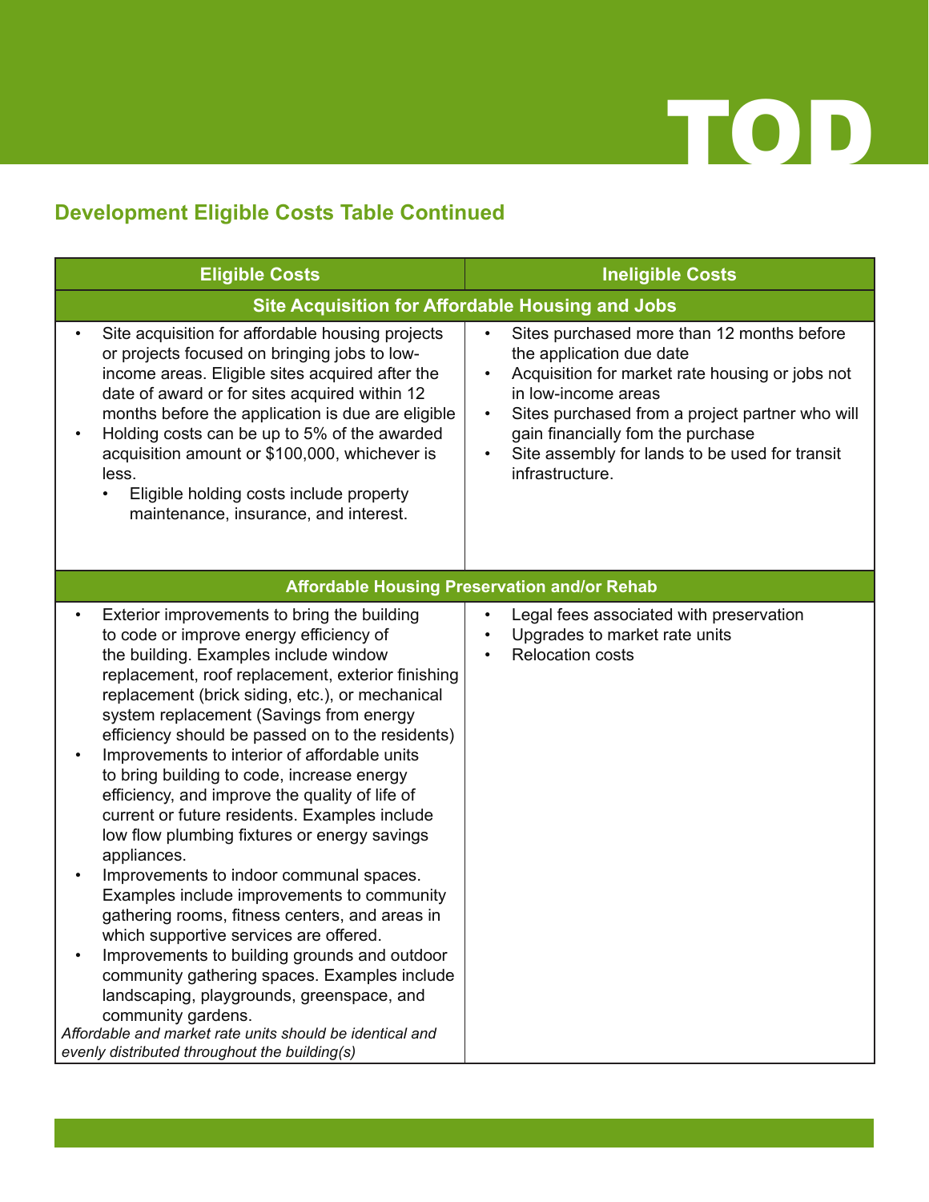TOD

## Development Eligible Costs Table Continued

| Eligible Costs | Ineligible Costs |
|---|---|
| **Site Acquisition for Affordable Housing and Jobs** | |
| • Site acquisition for affordable housing projects or projects focused on bringing jobs to low-income areas. Eligible sites acquired after the date of award or for sites acquired within 12 months before the application is due are eligible<br>• Holding costs can be up to 5% of the awarded acquisition amount or $100,000, whichever is less.<br>    • Eligible holding costs include property maintenance, insurance, and interest. | • Sites purchased more than 12 months before the application due date<br>• Acquisition for market rate housing or jobs not in low-income areas<br>• Sites purchased from a project partner who will gain financially fom the purchase<br>• Site assembly for lands to be used for transit infrastructure. |
| **Affordable Housing Preservation and/or Rehab** | |
| • Exterior improvements to bring the building to code or improve energy efficiency of the building. Examples include window replacement, roof replacement, exterior finishing replacement (brick siding, etc.), or mechanical system replacement (Savings from energy efficiency should be passed on to the residents)<br>• Improvements to interior of affordable units to bring building to code, increase energy efficiency, and improve the quality of life of current or future residents. Examples include low flow plumbing fixtures or energy savings appliances.<br>• Improvements to indoor communal spaces. Examples include improvements to community gathering rooms, fitness centers, and areas in which supportive services are offered.<br>• Improvements to building grounds and outdoor community gathering spaces. Examples include landscaping, playgrounds, greenspace, and community gardens.<br>*Affordable and market rate units should be identical and evenly distributed throughout the building(s)* | • Legal fees associated with preservation<br>• Upgrades to market rate units<br>• Relocation costs |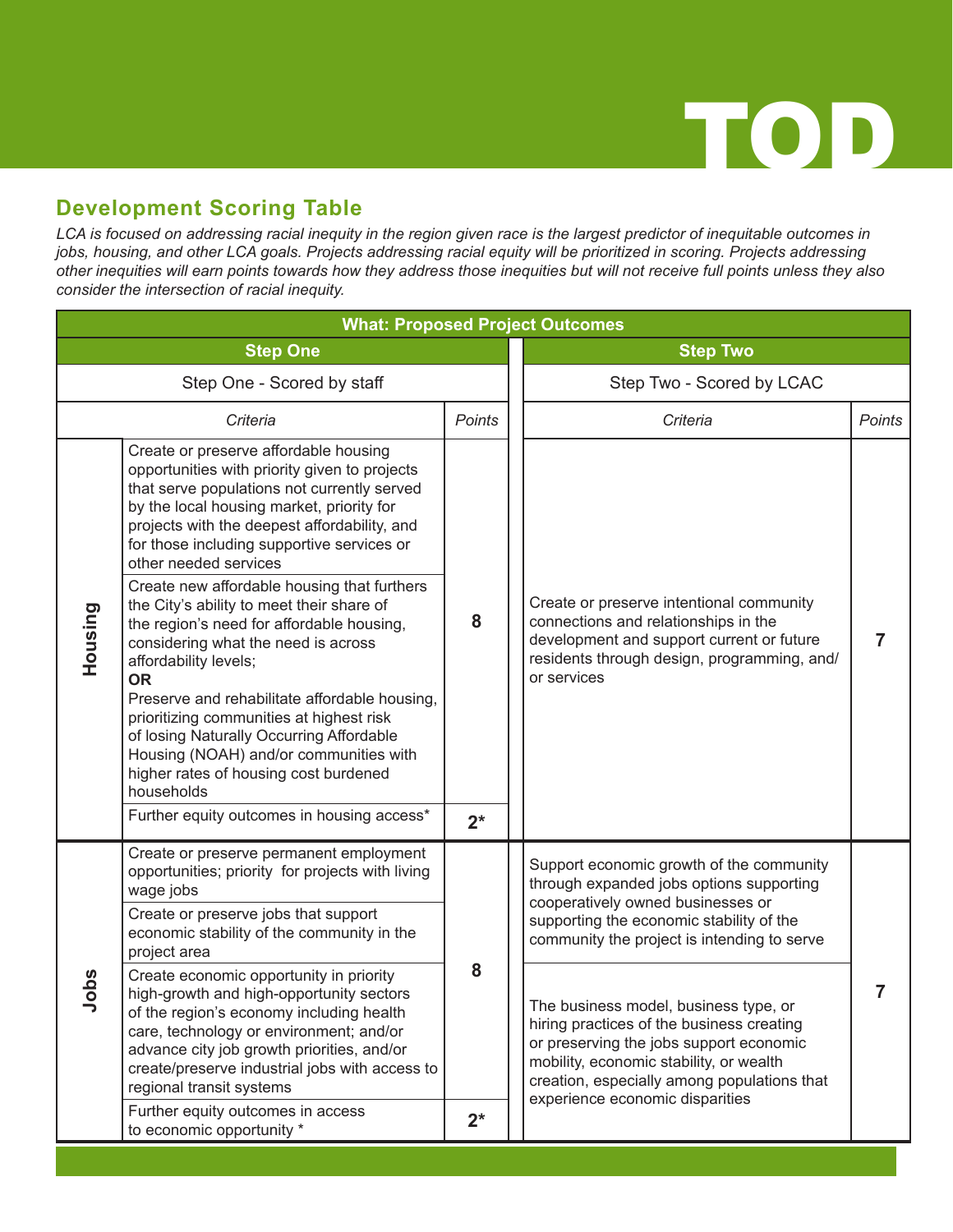# TOD

## Development Scoring Table

*LCA is focused on addressing racial inequity in the region given race is the largest predictor of inequitable outcomes in jobs, housing, and other LCA goals. Projects addressing racial equity will be prioritized in scoring. Projects addressing other inequities will earn points towards how they address those inequities but will not receive full points unless they also consider the intersection of racial inequity.*

| What: Proposed Project Outcomes | | | | |
|---|---|---|---|---|
| **Step One** | | | **Step Two** | |
| Step One - Scored by staff | | | Step Two - Scored by LCAC | |
| | *Criteria* | *Points* | *Criteria* | *Points* |
| **Housing** | Create or preserve affordable housing opportunities with priority given to projects that serve populations not currently served by the local housing market, priority for projects with the deepest affordability, and for those including supportive services or other needed services | **8** | Create or preserve intentional community connections and relationships in the development and support current or future residents through design, programming, and/or services | **7** |
| | Create new affordable housing that furthers the City's ability to meet their share of the region's need for affordable housing, considering what the need is across affordability levels; **OR** Preserve and rehabilitate affordable housing, prioritizing communities at highest risk of losing Naturally Occurring Affordable Housing (NOAH) and/or communities with higher rates of housing cost burdened households | | | |
| | Further equity outcomes in housing access* | **2*** | | |
| **Jobs** | Create or preserve permanent employment opportunities; priority for projects with living wage jobs | **8** | Support economic growth of the community through expanded jobs options supporting cooperatively owned businesses or supporting the economic stability of the community the project is intending to serve | **7** |
| | Create or preserve jobs that support economic stability of the community in the project area | | | |
| | Create economic opportunity in priority high-growth and high-opportunity sectors of the region's economy including health care, technology or environment; and/or advance city job growth priorities, and/or create/preserve industrial jobs with access to regional transit systems | | The business model, business type, or hiring practices of the business creating or preserving the jobs support economic mobility, economic stability, or wealth creation, especially among populations that experience economic disparities | |
| | Further equity outcomes in access to economic opportunity * | **2*** | | |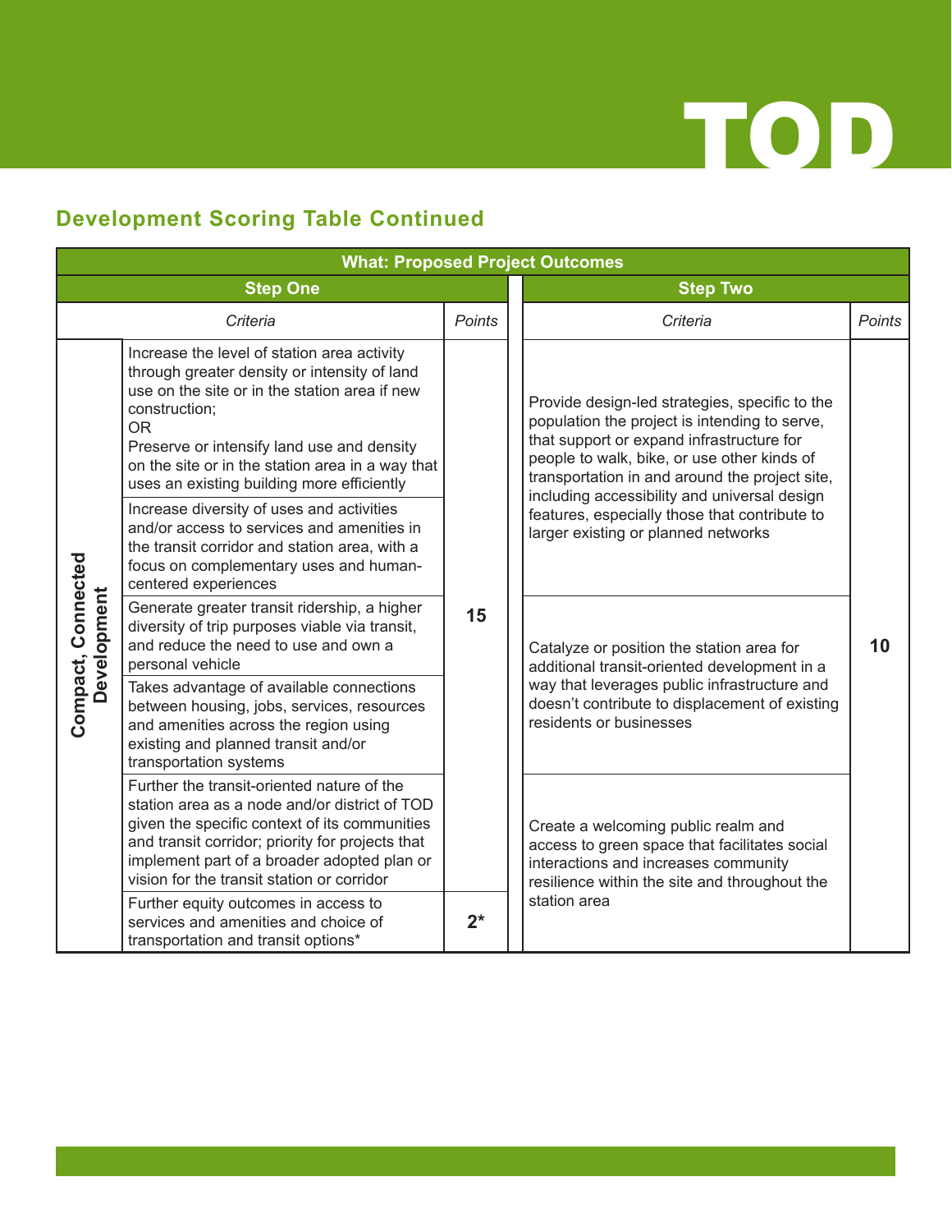## Development Scoring Table Continued

| What: Proposed Project Outcomes | | | | |
|---|---|---|---|---|
| **Step One** | | | **Step Two** | |
| | *Criteria* | *Points* | *Criteria* | *Points* |
| **Compact, Connected Development** | Increase the level of station area activity through greater density or intensity of land use on the site or in the station area if new construction; OR Preserve or intensify land use and density on the site or in the station area in a way that uses an existing building more efficiently | **15** | Provide design-led strategies, specific to the population the project is intending to serve, that support or expand infrastructure for people to walk, bike, or use other kinds of transportation in and around the project site, including accessibility and universal design features, especially those that contribute to larger existing or planned networks | **10** |
| | Increase diversity of uses and activities and/or access to services and amenities in the transit corridor and station area, with a focus on complementary uses and human-centered experiences | | | |
| | Generate greater transit ridership, a higher diversity of trip purposes viable via transit, and reduce the need to use and own a personal vehicle | | Catalyze or position the station area for additional transit-oriented development in a way that leverages public infrastructure and doesn't contribute to displacement of existing residents or businesses | |
| | Takes advantage of available connections between housing, jobs, services, resources and amenities across the region using existing and planned transit and/or transportation systems | | | |
| | Further the transit-oriented nature of the station area as a node and/or district of TOD given the specific context of its communities and transit corridor; priority for projects that implement part of a broader adopted plan or vision for the transit station or corridor | | Create a welcoming public realm and access to green space that facilitates social interactions and increases community resilience within the site and throughout the station area | |
| | Further equity outcomes in access to services and amenities and choice of transportation and transit options* | **2*** | | |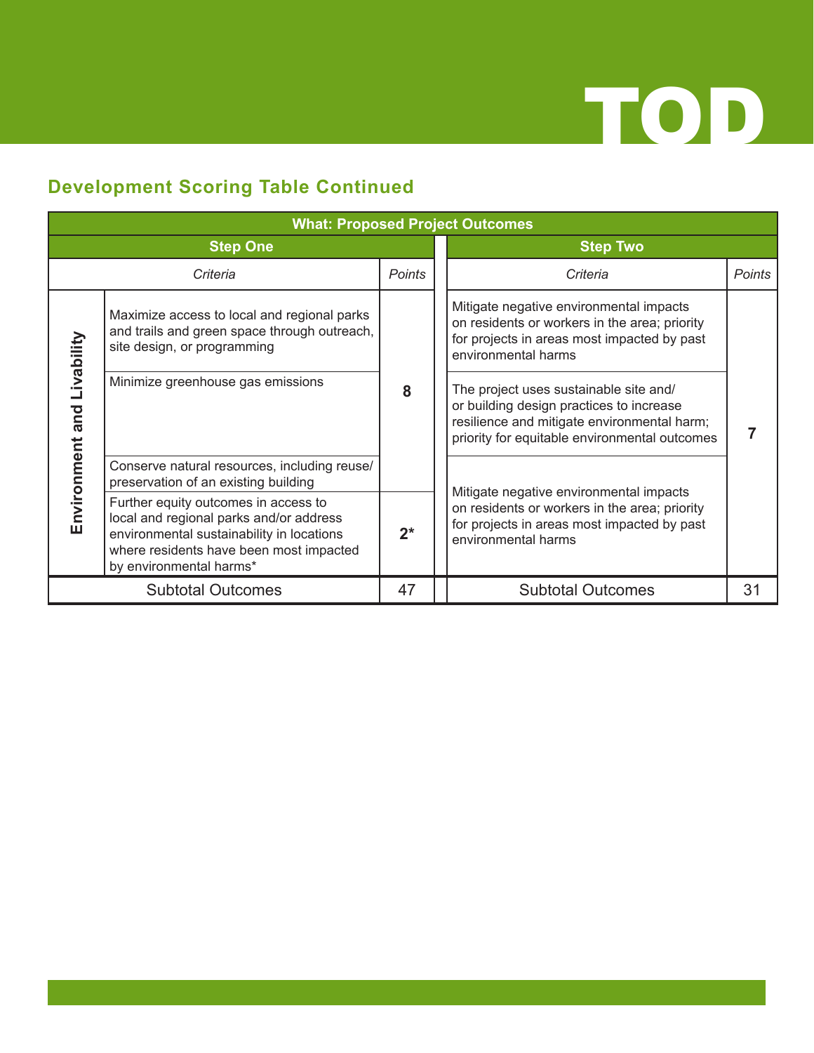## Development Scoring Table Continued

| What: Proposed Project Outcomes | | | | |
|---|---|---|---|---|
| **Step One** | | | **Step Two** | |
| | *Criteria* | *Points* | *Criteria* | *Points* |
| **Environment and Livability** | Maximize access to local and regional parks and trails and green space through outreach, site design, or programming | **8** | Mitigate negative environmental impacts on residents or workers in the area; priority for projects in areas most impacted by past environmental harms | **7** |
| | Minimize greenhouse gas emissions | | The project uses sustainable site and/or building design practices to increase resilience and mitigate environmental harm; priority for equitable environmental outcomes | |
| | Conserve natural resources, including reuse/preservation of an existing building | | Mitigate negative environmental impacts on residents or workers in the area; priority for projects in areas most impacted by past environmental harms | |
| | Further equity outcomes in access to local and regional parks and/or address environmental sustainability in locations where residents have been most impacted by environmental harms* | **2*** | | |
| Subtotal Outcomes | | 47 | Subtotal Outcomes | 31 |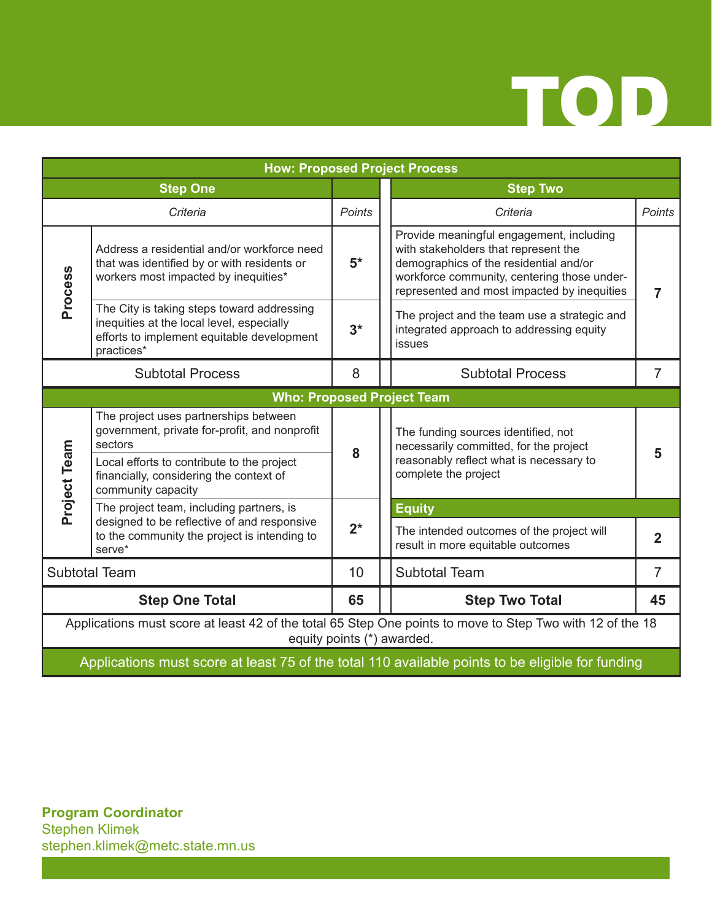# TOD

| How: Proposed Project Process | | | | |
|---|---|---|---|---|
| **Step One** | | | **Step Two** | |
| | *Criteria* | *Points* | *Criteria* | *Points* |
| **Process** | Address a residential and/or workforce need that was identified by or with residents or workers most impacted by inequities* | **5*** | Provide meaningful engagement, including with stakeholders that represent the demographics of the residential and/or workforce community, centering those under-represented and most impacted by inequities | **7** |
| | The City is taking steps toward addressing inequities at the local level, especially efforts to implement equitable development practices* | **3*** | The project and the team use a strategic and integrated approach to addressing equity issues | |
| | Subtotal Process | 8 | Subtotal Process | 7 |
| **Who: Proposed Project Team** | | | | |
| **Project Team** | The project uses partnerships between government, private for-profit, and nonprofit sectors | **8** | The funding sources identified, not necessarily committed, for the project reasonably reflect what is necessary to complete the project | **5** |
| | Local efforts to contribute to the project financially, considering the context of community capacity | | | |
| | The project team, including partners, is designed to be reflective of and responsive to the community the project is intending to serve* | **2*** | **Equity** | |
| | | | The intended outcomes of the project will result in more equitable outcomes | **2** |
| Subtotal Team | | 10 | Subtotal Team | 7 |
| | **Step One Total** | **65** | **Step Two Total** | **45** |
| Applications must score at least 42 of the total 65 Step One points to move to Step Two with 12 of the 18 equity points (*) awarded. | | | | |
| Applications must score at least 75 of the total 110 available points to be eligible for funding | | | | |

**Program Coordinator**
Stephen Klimek
stephen.klimek@metc.state.mn.us